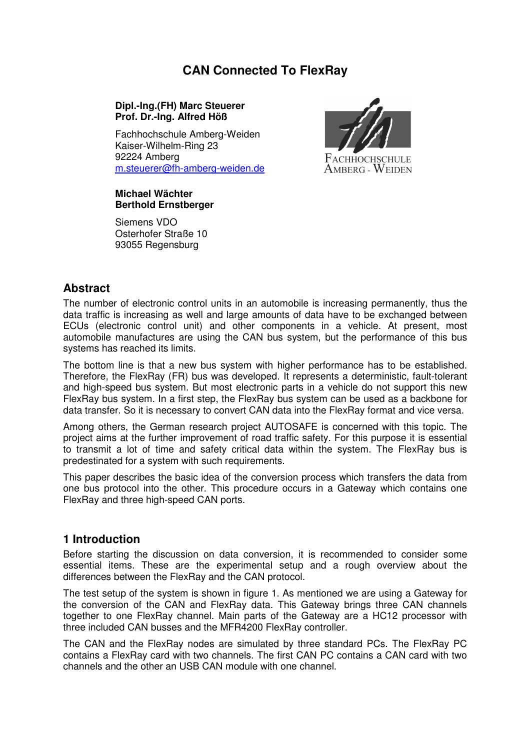# CAN Connected To FlexRay

**Dipl.-Ing.(FH) Marc Steuerer**
**Prof. Dr.-Ing. Alfred Höß**

Fachhochschule Amberg-Weiden
Kaiser-Wilhelm-Ring 23
92224 Amberg
m.steuerer@fh-amberg-weiden.de

FACHHOCHSCHULE AMBERG - WEIDEN

**Michael Wächter**
**Berthold Ernstberger**

Siemens VDO
Osterhofer Straße 10
93055 Regensburg

## Abstract

The number of electronic control units in an automobile is increasing permanently, thus the data traffic is increasing as well and large amounts of data have to be exchanged between ECUs (electronic control unit) and other components in a vehicle. At present, most automobile manufactures are using the CAN bus system, but the performance of this bus systems has reached its limits.

The bottom line is that a new bus system with higher performance has to be established. Therefore, the FlexRay (FR) bus was developed. It represents a deterministic, fault-tolerant and high-speed bus system. But most electronic parts in a vehicle do not support this new FlexRay bus system. In a first step, the FlexRay bus system can be used as a backbone for data transfer. So it is necessary to convert CAN data into the FlexRay format and vice versa.

Among others, the German research project AUTOSAFE is concerned with this topic. The project aims at the further improvement of road traffic safety. For this purpose it is essential to transmit a lot of time and safety critical data within the system. The FlexRay bus is predestinated for a system with such requirements.

This paper describes the basic idea of the conversion process which transfers the data from one bus protocol into the other. This procedure occurs in a Gateway which contains one FlexRay and three high-speed CAN ports.

## 1 Introduction

Before starting the discussion on data conversion, it is recommended to consider some essential items. These are the experimental setup and a rough overview about the differences between the FlexRay and the CAN protocol.

The test setup of the system is shown in figure 1. As mentioned we are using a Gateway for the conversion of the CAN and FlexRay data. This Gateway brings three CAN channels together to one FlexRay channel. Main parts of the Gateway are a HC12 processor with three included CAN busses and the MFR4200 FlexRay controller.

The CAN and the FlexRay nodes are simulated by three standard PCs. The FlexRay PC contains a FlexRay card with two channels. The first CAN PC contains a CAN card with two channels and the other an USB CAN module with one channel.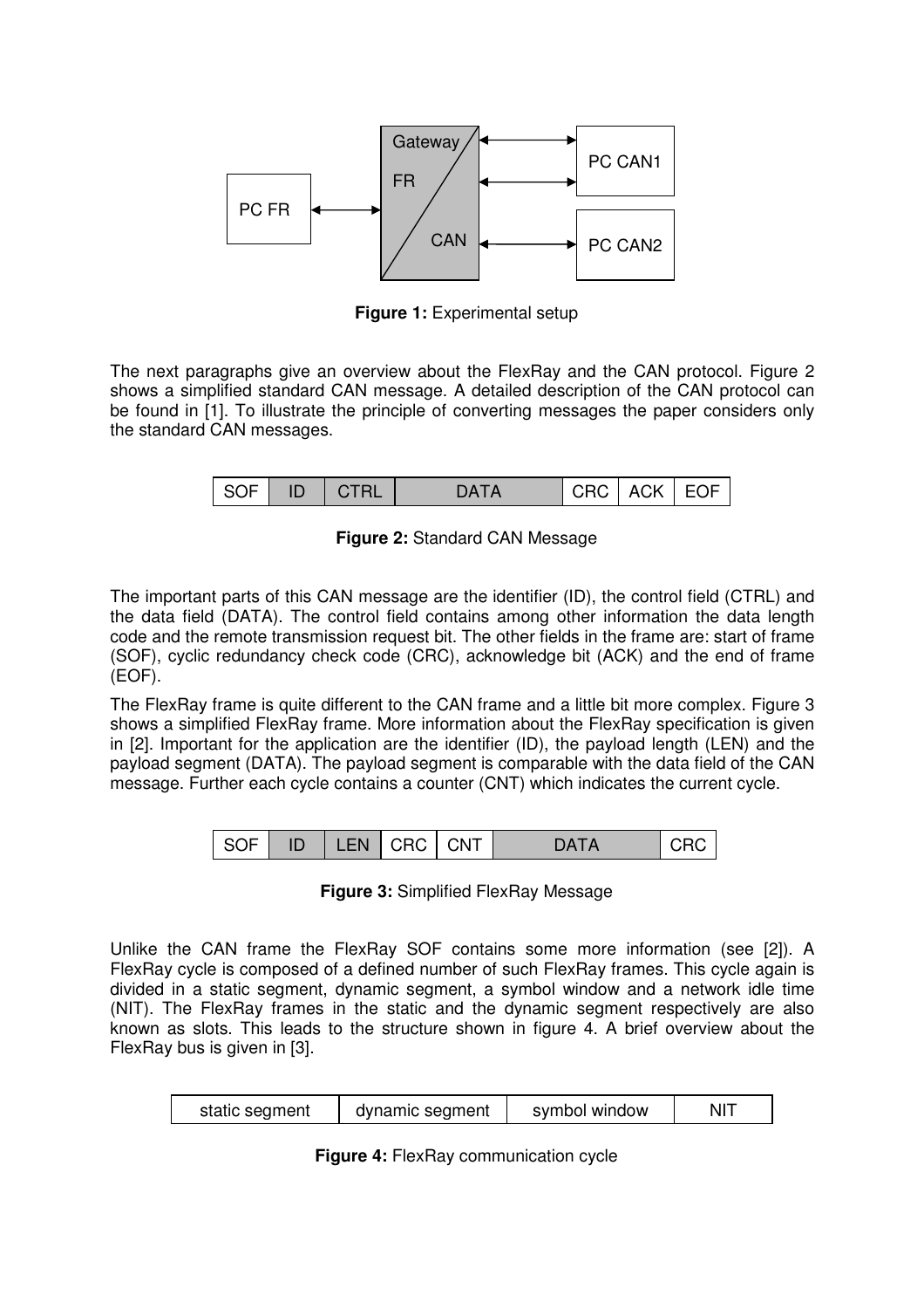**Figure 1:** Experimental setup

The next paragraphs give an overview about the FlexRay and the CAN protocol. Figure 2 shows a simplified standard CAN message. A detailed description of the CAN protocol can be found in [1]. To illustrate the principle of converting messages the paper considers only the standard CAN messages.

| SOF | ID | CTRL | DATA | CRC | ACK | EOF |
|---|---|---|---|---|---|---|

**Figure 2:** Standard CAN Message

The important parts of this CAN message are the identifier (ID), the control field (CTRL) and the data field (DATA). The control field contains among other information the data length code and the remote transmission request bit. The other fields in the frame are: start of frame (SOF), cyclic redundancy check code (CRC), acknowledge bit (ACK) and the end of frame (EOF).

The FlexRay frame is quite different to the CAN frame and a little bit more complex. Figure 3 shows a simplified FlexRay frame. More information about the FlexRay specification is given in [2]. Important for the application are the identifier (ID), the payload length (LEN) and the payload segment (DATA). The payload segment is comparable with the data field of the CAN message. Further each cycle contains a counter (CNT) which indicates the current cycle.

| SOF | ID | LEN | CRC | CNT | DATA | CRC |
|---|---|---|---|---|---|---|

**Figure 3:** Simplified FlexRay Message

Unlike the CAN frame the FlexRay SOF contains some more information (see [2]). A FlexRay cycle is composed of a defined number of such FlexRay frames. This cycle again is divided in a static segment, dynamic segment, a symbol window and a network idle time (NIT). The FlexRay frames in the static and the dynamic segment respectively are also known as slots. This leads to the structure shown in figure 4. A brief overview about the FlexRay bus is given in [3].

| static segment | dynamic segment | symbol window | NIT |
|---|---|---|---|

**Figure 4:** FlexRay communication cycle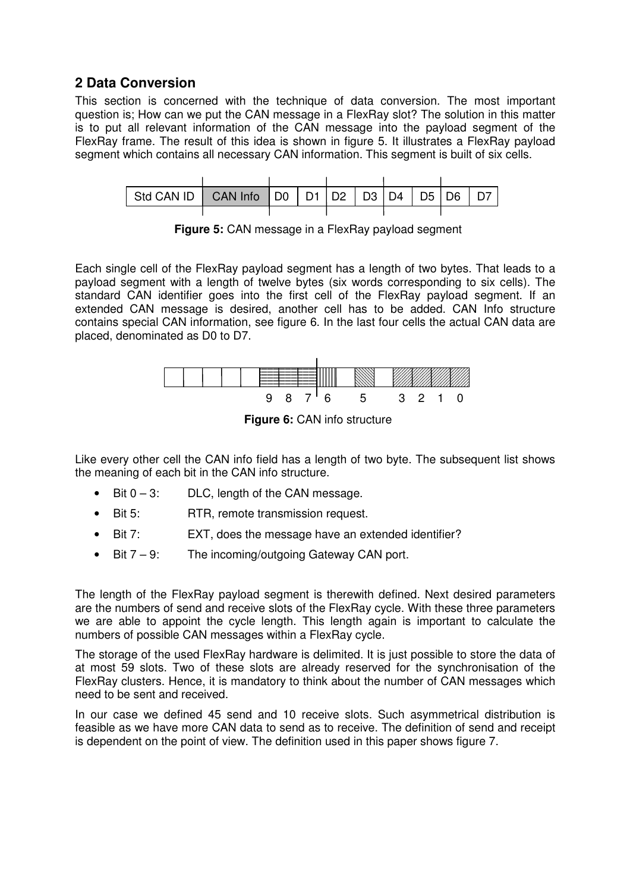## 2 Data Conversion

This section is concerned with the technique of data conversion. The most important question is; How can we put the CAN message in a FlexRay slot? The solution in this matter is to put all relevant information of the CAN message into the payload segment of the FlexRay frame. The result of this idea is shown in figure 5. It illustrates a FlexRay payload segment which contains all necessary CAN information. This segment is built of six cells.

| Std CAN ID | CAN Info | D0 | D1 | D2 | D3 | D4 | D5 | D6 | D7 |
|---|---|---|---|---|---|---|---|---|---|

**Figure 5:** CAN message in a FlexRay payload segment

Each single cell of the FlexRay payload segment has a length of two bytes. That leads to a payload segment with a length of twelve bytes (six words corresponding to six cells). The standard CAN identifier goes into the first cell of the FlexRay payload segment. If an extended CAN message is desired, another cell has to be added. CAN Info structure contains special CAN information, see figure 6. In the last four cells the actual CAN data are placed, denominated as D0 to D7.

9 8 7 6 5 3 2 1 0

**Figure 6:** CAN info structure

Like every other cell the CAN info field has a length of two byte. The subsequent list shows the meaning of each bit in the CAN info structure.

- Bit 0 – 3: DLC, length of the CAN message.
- Bit 5: RTR, remote transmission request.
- Bit 7: EXT, does the message have an extended identifier?
- Bit 7 – 9: The incoming/outgoing Gateway CAN port.

The length of the FlexRay payload segment is therewith defined. Next desired parameters are the numbers of send and receive slots of the FlexRay cycle. With these three parameters we are able to appoint the cycle length. This length again is important to calculate the numbers of possible CAN messages within a FlexRay cycle.

The storage of the used FlexRay hardware is delimited. It is just possible to store the data of at most 59 slots. Two of these slots are already reserved for the synchronisation of the FlexRay clusters. Hence, it is mandatory to think about the number of CAN messages which need to be sent and received.

In our case we defined 45 send and 10 receive slots. Such asymmetrical distribution is feasible as we have more CAN data to send as to receive. The definition of send and receipt is dependent on the point of view. The definition used in this paper shows figure 7.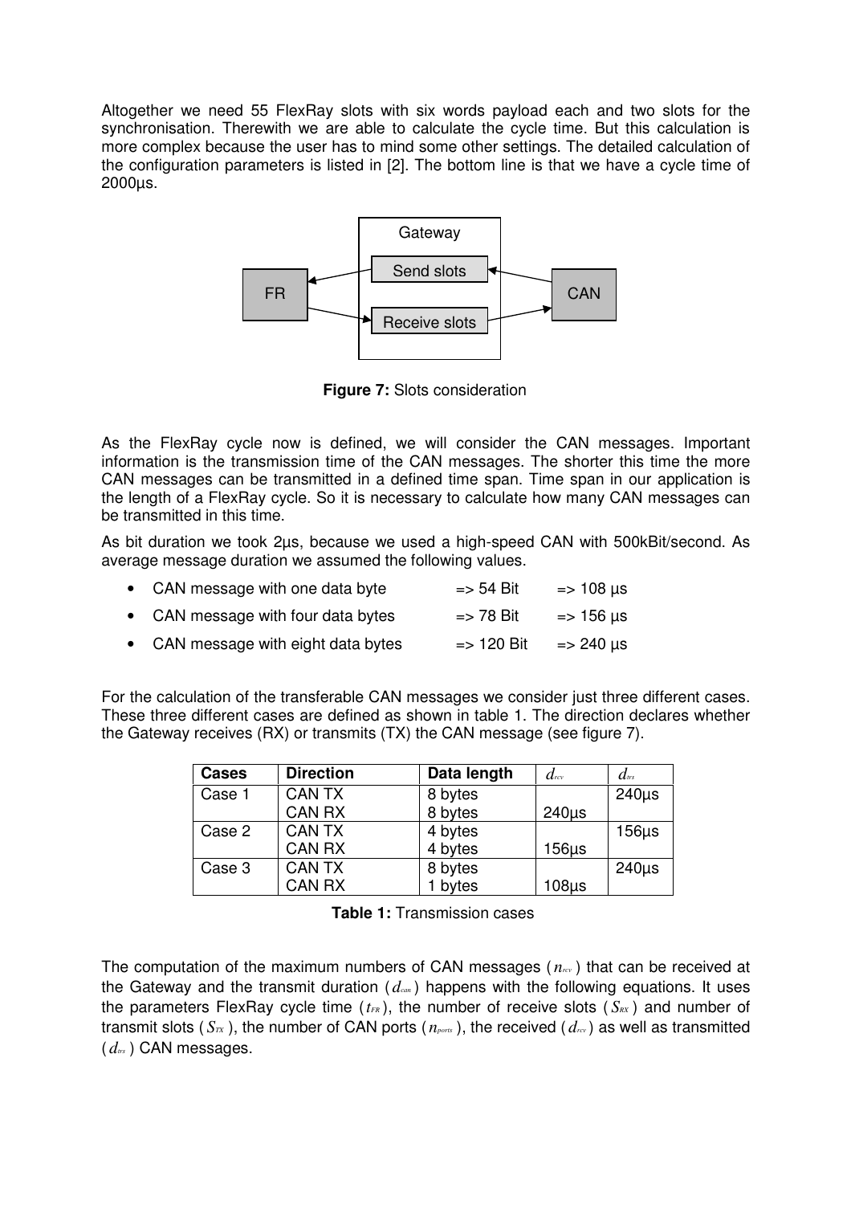Altogether we need 55 FlexRay slots with six words payload each and two slots for the synchronisation. Therewith we are able to calculate the cycle time. But this calculation is more complex because the user has to mind some other settings. The detailed calculation of the configuration parameters is listed in [2]. The bottom line is that we have a cycle time of 2000µs.

**Figure 7:** Slots consideration

As the FlexRay cycle now is defined, we will consider the CAN messages. Important information is the transmission time of the CAN messages. The shorter this time the more CAN messages can be transmitted in a defined time span. Time span in our application is the length of a FlexRay cycle. So it is necessary to calculate how many CAN messages can be transmitted in this time.

As bit duration we took 2µs, because we used a high-speed CAN with 500kBit/second. As average message duration we assumed the following values.

- CAN message with one data byte => 54 Bit => 108 µs
- CAN message with four data bytes => 78 Bit => 156 µs
- CAN message with eight data bytes => 120 Bit => 240 µs

For the calculation of the transferable CAN messages we consider just three different cases. These three different cases are defined as shown in table 1. The direction declares whether the Gateway receives (RX) or transmits (TX) the CAN message (see figure 7).

| **Cases** | **Direction** | **Data length** | $d_{rcv}$ | $d_{trs}$ |
|---|---|---|---|---|
| Case 1 | CAN TX<br>CAN RX | 8 bytes<br>8 bytes | 240µs | 240µs |
| Case 2 | CAN TX<br>CAN RX | 4 bytes<br>4 bytes | 156µs | 156µs |
| Case 3 | CAN TX<br>CAN RX | 8 bytes<br>1 bytes | 108µs | 240µs |

**Table 1:** Transmission cases

The computation of the maximum numbers of CAN messages ($n_{rcv}$) that can be received at the Gateway and the transmit duration ($d_{can}$) happens with the following equations. It uses the parameters FlexRay cycle time ($t_{FR}$), the number of receive slots ($S_{RX}$) and number of transmit slots ($S_{TX}$), the number of CAN ports ($n_{ports}$), the received ($d_{rcv}$) as well as transmitted ($d_{trs}$) CAN messages.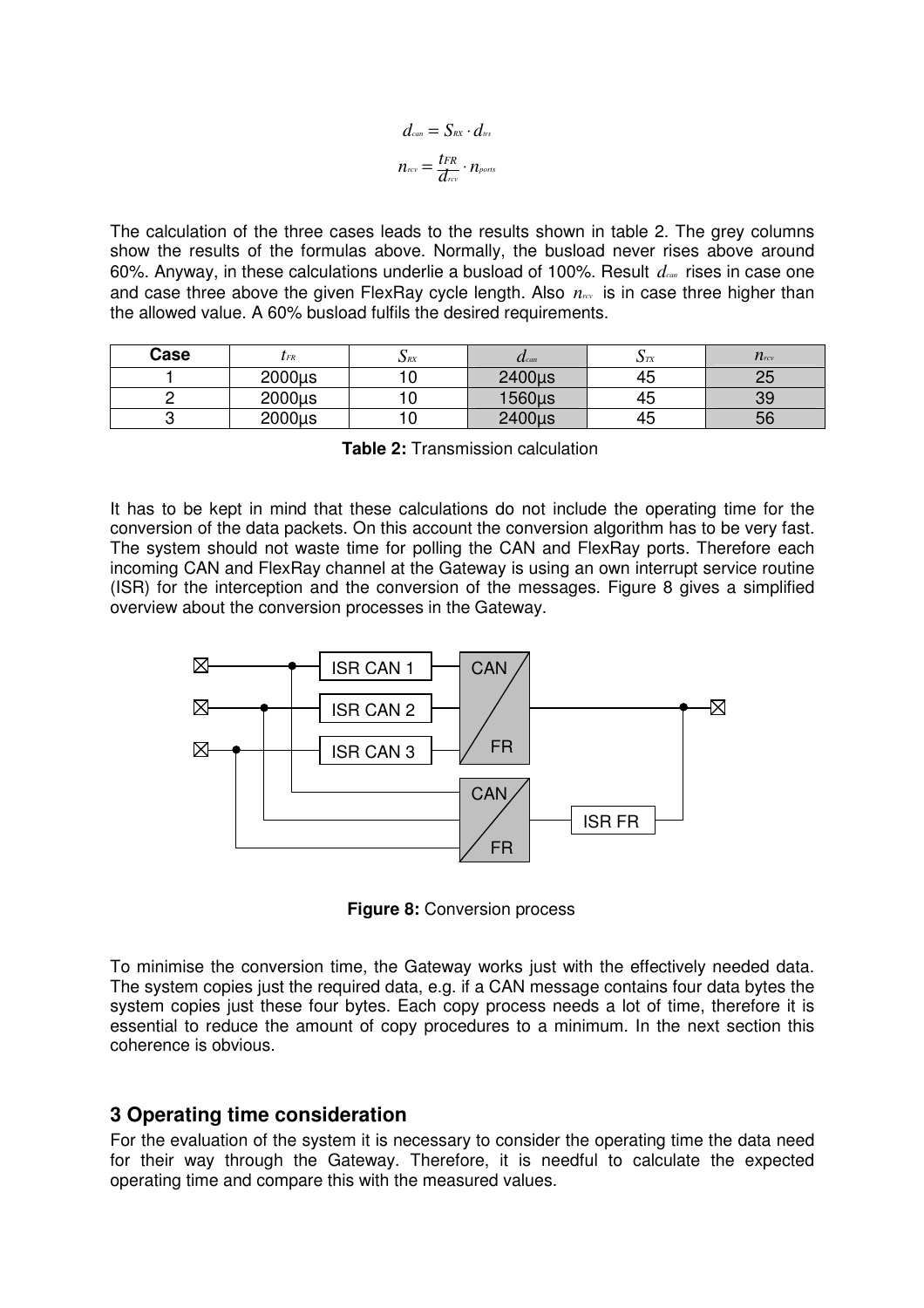$$d_{can} = S_{RX} \cdot d_{trs}$$

$$n_{rcv} = \frac{t_{FR}}{d_{rcv}} \cdot n_{ports}$$

The calculation of the three cases leads to the results shown in table 2. The grey columns show the results of the formulas above. Normally, the busload never rises above around 60%. Anyway, in these calculations underlie a busload of 100%. Result $d_{can}$ rises in case one and case three above the given FlexRay cycle length. Also $n_{rcv}$ is in case three higher than the allowed value. A 60% busload fulfils the desired requirements.

| Case | $t_{FR}$ | $S_{RX}$ | $d_{can}$ | $S_{TX}$ | $n_{rcv}$ |
|---|---|---|---|---|---|
| 1 | 2000µs | 10 | 2400µs | 45 | 25 |
| 2 | 2000µs | 10 | 1560µs | 45 | 39 |
| 3 | 2000µs | 10 | 2400µs | 45 | 56 |

**Table 2:** Transmission calculation

It has to be kept in mind that these calculations do not include the operating time for the conversion of the data packets. On this account the conversion algorithm has to be very fast. The system should not waste time for polling the CAN and FlexRay ports. Therefore each incoming CAN and FlexRay channel at the Gateway is using an own interrupt service routine (ISR) for the interception and the conversion of the messages. Figure 8 gives a simplified overview about the conversion processes in the Gateway.

**Figure 8:** Conversion process

To minimise the conversion time, the Gateway works just with the effectively needed data. The system copies just the required data, e.g. if a CAN message contains four data bytes the system copies just these four bytes. Each copy process needs a lot of time, therefore it is essential to reduce the amount of copy procedures to a minimum. In the next section this coherence is obvious.

## 3 Operating time consideration

For the evaluation of the system it is necessary to consider the operating time the data need for their way through the Gateway. Therefore, it is needful to calculate the expected operating time and compare this with the measured values.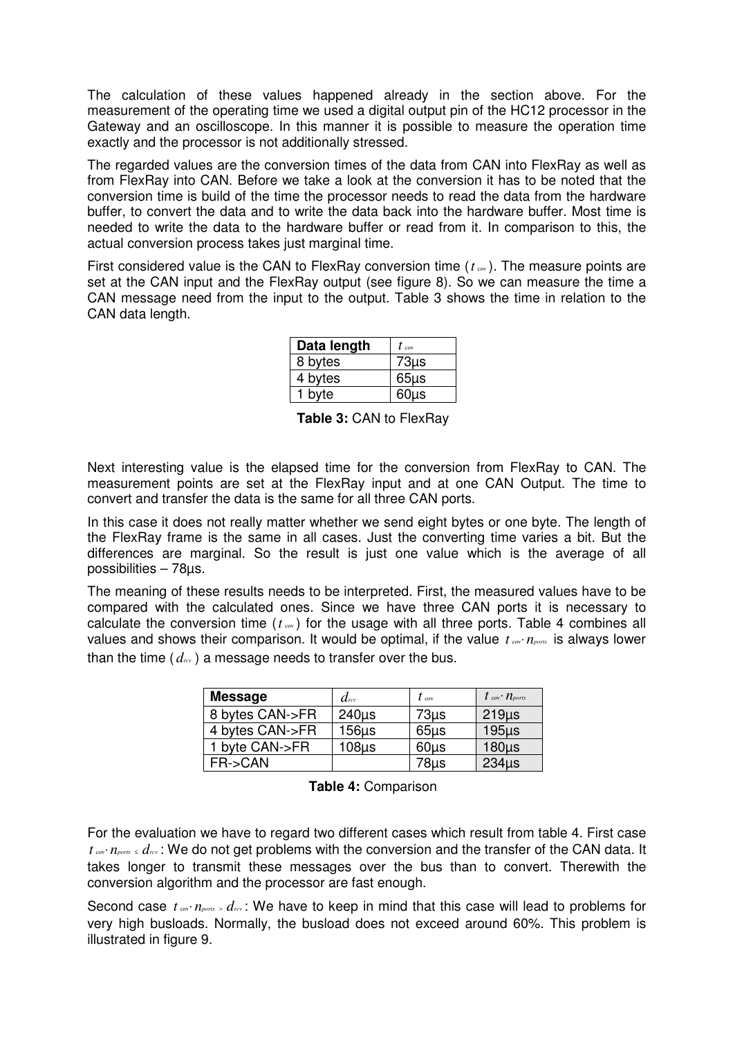The calculation of these values happened already in the section above. For the measurement of the operating time we used a digital output pin of the HC12 processor in the Gateway and an oscilloscope. In this manner it is possible to measure the operation time exactly and the processor is not additionally stressed.

The regarded values are the conversion times of the data from CAN into FlexRay as well as from FlexRay into CAN. Before we take a look at the conversion it has to be noted that the conversion time is build of the time the processor needs to read the data from the hardware buffer, to convert the data and to write the data back into the hardware buffer. Most time is needed to write the data to the hardware buffer or read from it. In comparison to this, the actual conversion process takes just marginal time.

First considered value is the CAN to FlexRay conversion time ($t_{cov}$). The measure points are set at the CAN input and the FlexRay output (see figure 8). So we can measure the time a CAN message need from the input to the output. Table 3 shows the time in relation to the CAN data length.

| Data length | $t_{cov}$ |
|---|---|
| 8 bytes | 73µs |
| 4 bytes | 65µs |
| 1 byte | 60µs |

**Table 3:** CAN to FlexRay

Next interesting value is the elapsed time for the conversion from FlexRay to CAN. The measurement points are set at the FlexRay input and at one CAN Output. The time to convert and transfer the data is the same for all three CAN ports.

In this case it does not really matter whether we send eight bytes or one byte. The length of the FlexRay frame is the same in all cases. Just the converting time varies a bit. But the differences are marginal. So the result is just one value which is the average of all possibilities – 78µs.

The meaning of these results needs to be interpreted. First, the measured values have to be compared with the calculated ones. Since we have three CAN ports it is necessary to calculate the conversion time ($t_{cov}$) for the usage with all three ports. Table 4 combines all values and shows their comparison. It would be optimal, if the value $t_{cov} \cdot n_{ports}$ is always lower than the time ($d_{rcv}$) a message needs to transfer over the bus.

| Message | $d_{rcv}$ | $t_{cov}$ | $t_{cov} \cdot n_{ports}$ |
|---|---|---|---|
| 8 bytes CAN->FR | 240µs | 73µs | 219µs |
| 4 bytes CAN->FR | 156µs | 65µs | 195µs |
| 1 byte CAN->FR | 108µs | 60µs | 180µs |
| FR->CAN | | 78µs | 234µs |

**Table 4:** Comparison

For the evaluation we have to regard two different cases which result from table 4. First case $t_{cov} \cdot n_{ports} \leq d_{rcv}$: We do not get problems with the conversion and the transfer of the CAN data. It takes longer to transmit these messages over the bus than to convert. Therewith the conversion algorithm and the processor are fast enough.

Second case $t_{cov} \cdot n_{ports} > d_{rcv}$: We have to keep in mind that this case will lead to problems for very high busloads. Normally, the busload does not exceed around 60%. This problem is illustrated in figure 9.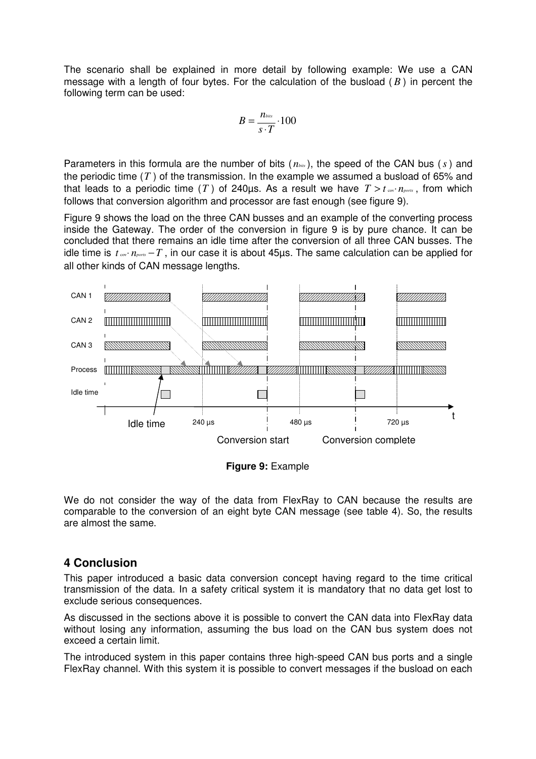The scenario shall be explained in more detail by following example: We use a CAN message with a length of four bytes. For the calculation of the busload ($B$) in percent the following term can be used:

$$B = \frac{n_{bits}}{s \cdot T} \cdot 100$$

Parameters in this formula are the number of bits ($n_{bits}$), the speed of the CAN bus ($s$) and the periodic time ($T$) of the transmission. In the example we assumed a busload of 65% and that leads to a periodic time ($T$) of 240µs. As a result we have $T > t_{cov} \cdot n_{ports}$, from which follows that conversion algorithm and processor are fast enough (see figure 9).

Figure 9 shows the load on the three CAN busses and an example of the converting process inside the Gateway. The order of the conversion in figure 9 is by pure chance. It can be concluded that there remains an idle time after the conversion of all three CAN busses. The idle time is $t_{cov} \cdot n_{ports} - T$, in our case it is about 45µs. The same calculation can be applied for all other kinds of CAN message lengths.

**Figure 9:** Example

We do not consider the way of the data from FlexRay to CAN because the results are comparable to the conversion of an eight byte CAN message (see table 4). So, the results are almost the same.

## 4 Conclusion

This paper introduced a basic data conversion concept having regard to the time critical transmission of the data. In a safety critical system it is mandatory that no data get lost to exclude serious consequences.

As discussed in the sections above it is possible to convert the CAN data into FlexRay data without losing any information, assuming the bus load on the CAN bus system does not exceed a certain limit.

The introduced system in this paper contains three high-speed CAN bus ports and a single FlexRay channel. With this system it is possible to convert messages if the busload on each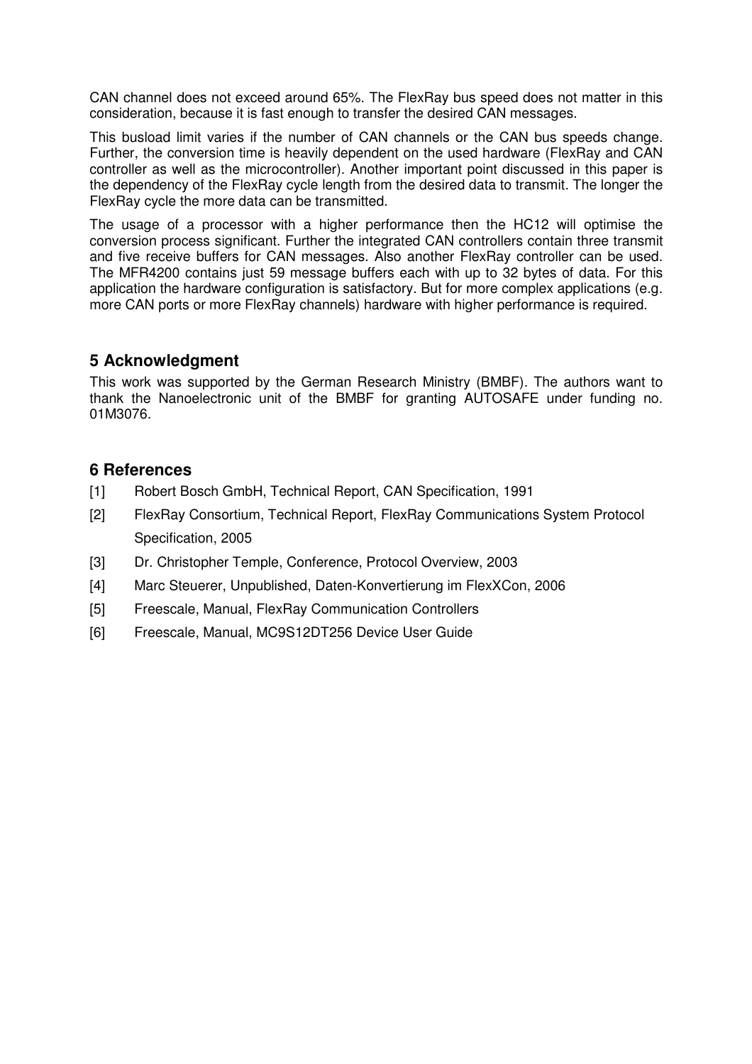CAN channel does not exceed around 65%. The FlexRay bus speed does not matter in this consideration, because it is fast enough to transfer the desired CAN messages.

This busload limit varies if the number of CAN channels or the CAN bus speeds change. Further, the conversion time is heavily dependent on the used hardware (FlexRay and CAN controller as well as the microcontroller). Another important point discussed in this paper is the dependency of the FlexRay cycle length from the desired data to transmit. The longer the FlexRay cycle the more data can be transmitted.

The usage of a processor with a higher performance then the HC12 will optimise the conversion process significant. Further the integrated CAN controllers contain three transmit and five receive buffers for CAN messages. Also another FlexRay controller can be used. The MFR4200 contains just 59 message buffers each with up to 32 bytes of data. For this application the hardware configuration is satisfactory. But for more complex applications (e.g. more CAN ports or more FlexRay channels) hardware with higher performance is required.

## 5 Acknowledgment

This work was supported by the German Research Ministry (BMBF). The authors want to thank the Nanoelectronic unit of the BMBF for granting AUTOSAFE under funding no. 01M3076.

## 6 References

[1] Robert Bosch GmbH, Technical Report, CAN Specification, 1991

[2] FlexRay Consortium, Technical Report, FlexRay Communications System Protocol Specification, 2005

[3] Dr. Christopher Temple, Conference, Protocol Overview, 2003

[4] Marc Steuerer, Unpublished, Daten-Konvertierung im FlexXCon, 2006

[5] Freescale, Manual, FlexRay Communication Controllers

[6] Freescale, Manual, MC9S12DT256 Device User Guide